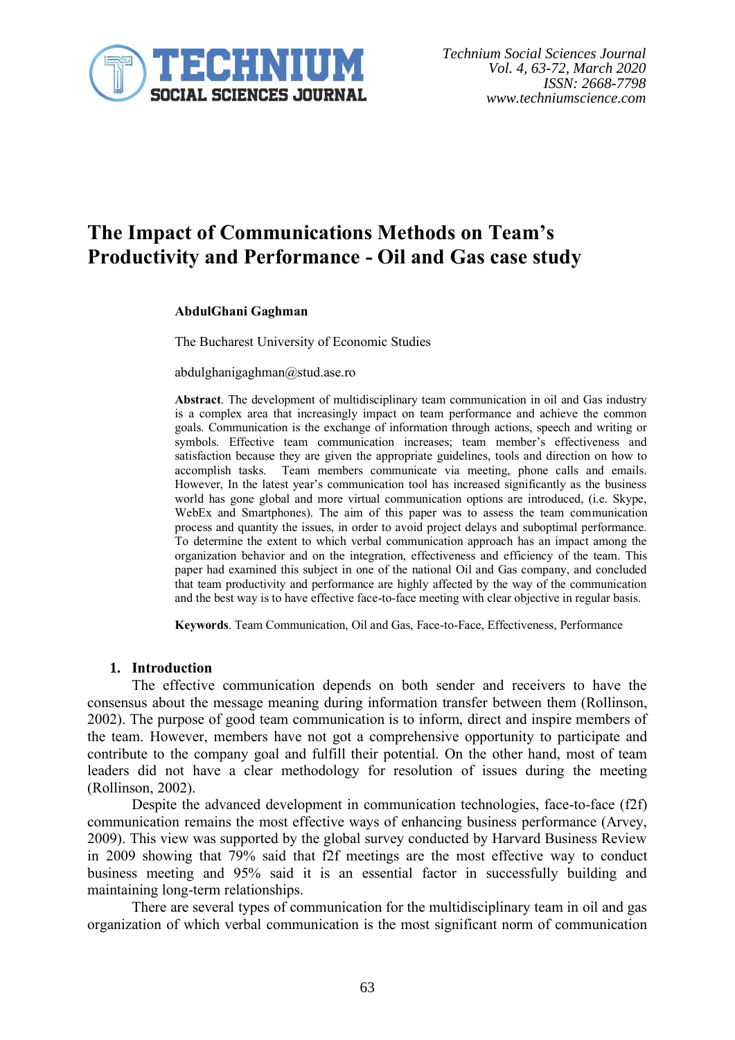# The Impact of Communications Methods on Team's Productivity and Performance - Oil and Gas case study

**AbdulGhani Gaghman**

The Bucharest University of Economic Studies

abdulghanigaghman@stud.ase.ro

**Abstract**. The development of multidisciplinary team communication in oil and Gas industry is a complex area that increasingly impact on team performance and achieve the common goals. Communication is the exchange of information through actions, speech and writing or symbols. Effective team communication increases; team member's effectiveness and satisfaction because they are given the appropriate guidelines, tools and direction on how to accomplish tasks. Team members communicate via meeting, phone calls and emails. However, In the latest year's communication tool has increased significantly as the business world has gone global and more virtual communication options are introduced, (i.e. Skype, WebEx and Smartphones). The aim of this paper was to assess the team communication process and quantity the issues, in order to avoid project delays and suboptimal performance. To determine the extent to which verbal communication approach has an impact among the organization behavior and on the integration, effectiveness and efficiency of the team. This paper had examined this subject in one of the national Oil and Gas company, and concluded that team productivity and performance are highly affected by the way of the communication and the best way is to have effective face-to-face meeting with clear objective in regular basis.

**Keywords**. Team Communication, Oil and Gas, Face-to-Face, Effectiveness, Performance

## 1. Introduction

The effective communication depends on both sender and receivers to have the consensus about the message meaning during information transfer between them (Rollinson, 2002). The purpose of good team communication is to inform, direct and inspire members of the team. However, members have not got a comprehensive opportunity to participate and contribute to the company goal and fulfill their potential. On the other hand, most of team leaders did not have a clear methodology for resolution of issues during the meeting (Rollinson, 2002).

Despite the advanced development in communication technologies, face-to-face (f2f) communication remains the most effective ways of enhancing business performance (Arvey, 2009). This view was supported by the global survey conducted by Harvard Business Review in 2009 showing that 79% said that f2f meetings are the most effective way to conduct business meeting and 95% said it is an essential factor in successfully building and maintaining long-term relationships.

There are several types of communication for the multidisciplinary team in oil and gas organization of which verbal communication is the most significant norm of communication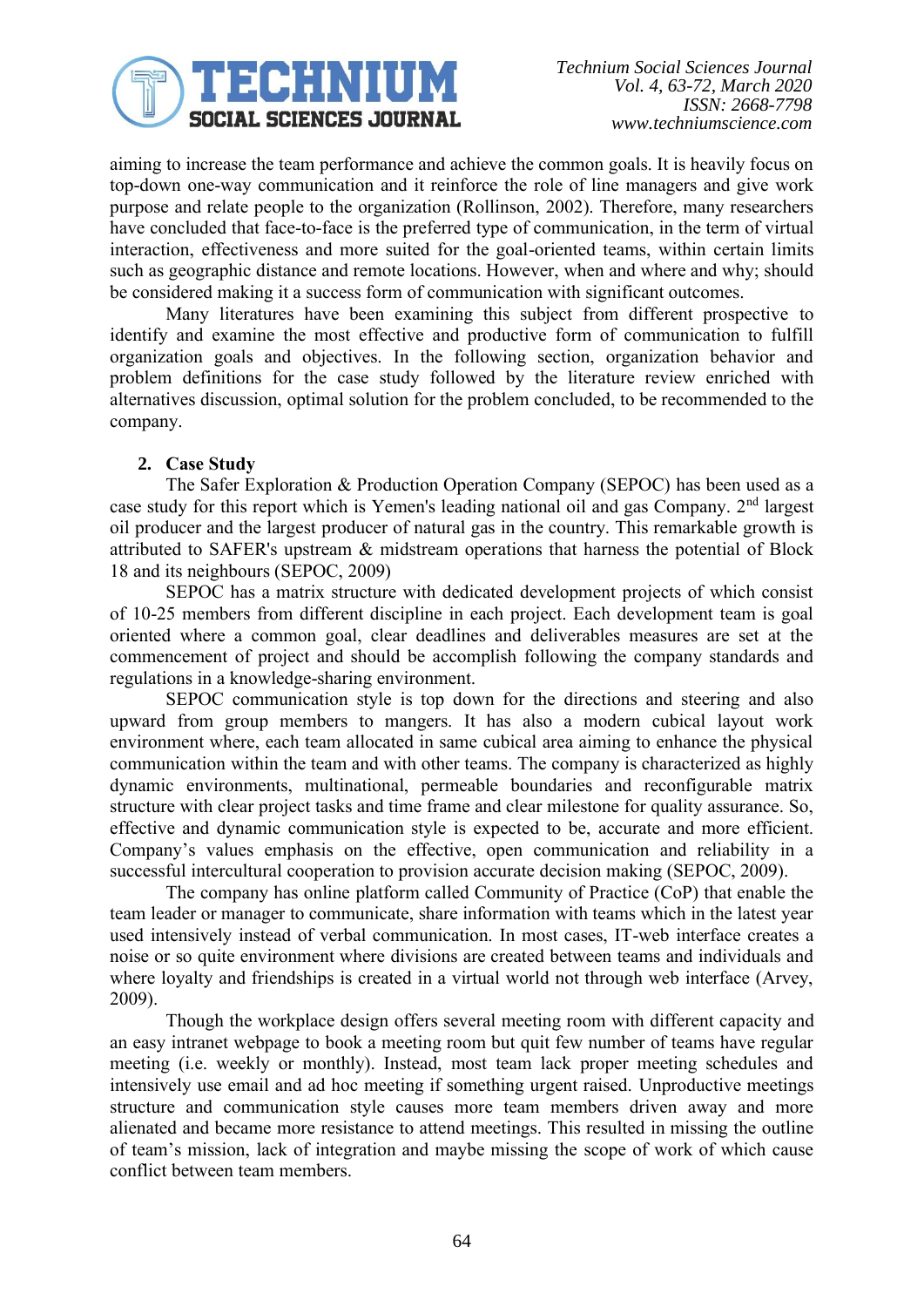aiming to increase the team performance and achieve the common goals. It is heavily focus on top-down one-way communication and it reinforce the role of line managers and give work purpose and relate people to the organization (Rollinson, 2002). Therefore, many researchers have concluded that face-to-face is the preferred type of communication, in the term of virtual interaction, effectiveness and more suited for the goal-oriented teams, within certain limits such as geographic distance and remote locations. However, when and where and why; should be considered making it a success form of communication with significant outcomes.

Many literatures have been examining this subject from different prospective to identify and examine the most effective and productive form of communication to fulfill organization goals and objectives. In the following section, organization behavior and problem definitions for the case study followed by the literature review enriched with alternatives discussion, optimal solution for the problem concluded, to be recommended to the company.

## 2. Case Study

The Safer Exploration & Production Operation Company (SEPOC) has been used as a case study for this report which is Yemen's leading national oil and gas Company. 2nd largest oil producer and the largest producer of natural gas in the country. This remarkable growth is attributed to SAFER's upstream & midstream operations that harness the potential of Block 18 and its neighbours (SEPOC, 2009)

SEPOC has a matrix structure with dedicated development projects of which consist of 10-25 members from different discipline in each project. Each development team is goal oriented where a common goal, clear deadlines and deliverables measures are set at the commencement of project and should be accomplish following the company standards and regulations in a knowledge-sharing environment.

SEPOC communication style is top down for the directions and steering and also upward from group members to mangers. It has also a modern cubical layout work environment where, each team allocated in same cubical area aiming to enhance the physical communication within the team and with other teams. The company is characterized as highly dynamic environments, multinational, permeable boundaries and reconfigurable matrix structure with clear project tasks and time frame and clear milestone for quality assurance. So, effective and dynamic communication style is expected to be, accurate and more efficient. Company's values emphasis on the effective, open communication and reliability in a successful intercultural cooperation to provision accurate decision making (SEPOC, 2009).

The company has online platform called Community of Practice (CoP) that enable the team leader or manager to communicate, share information with teams which in the latest year used intensively instead of verbal communication. In most cases, IT-web interface creates a noise or so quite environment where divisions are created between teams and individuals and where loyalty and friendships is created in a virtual world not through web interface (Arvey, 2009).

Though the workplace design offers several meeting room with different capacity and an easy intranet webpage to book a meeting room but quit few number of teams have regular meeting (i.e. weekly or monthly). Instead, most team lack proper meeting schedules and intensively use email and ad hoc meeting if something urgent raised. Unproductive meetings structure and communication style causes more team members driven away and more alienated and became more resistance to attend meetings. This resulted in missing the outline of team's mission, lack of integration and maybe missing the scope of work of which cause conflict between team members.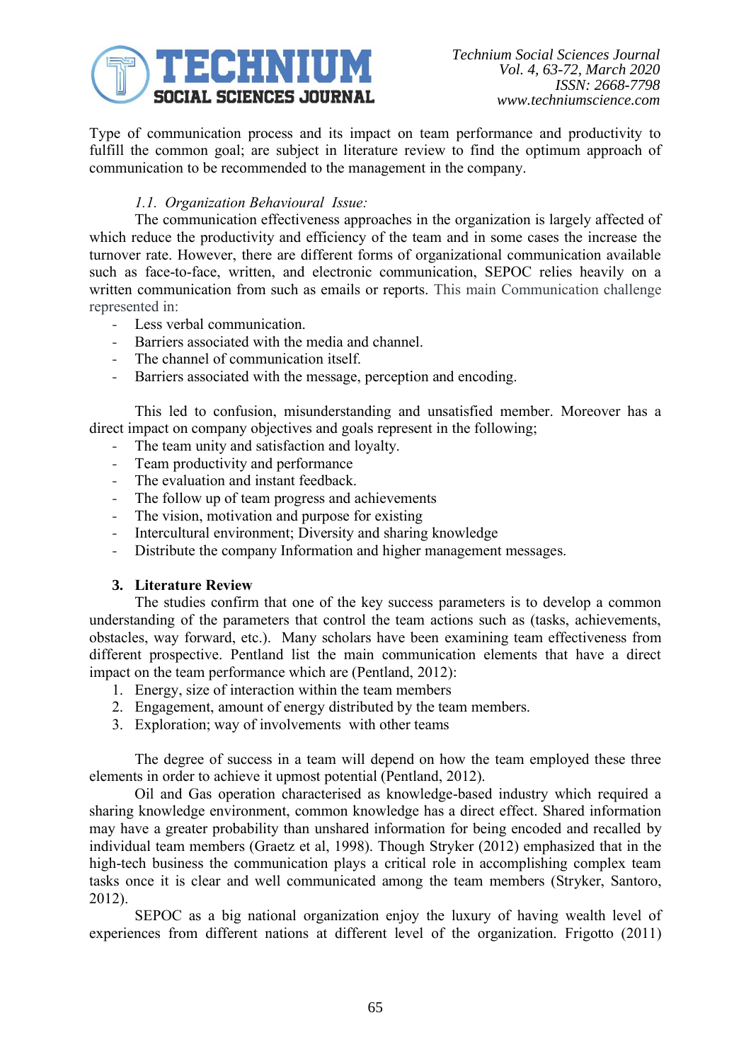Type of communication process and its impact on team performance and productivity to fulfill the common goal; are subject in literature review to find the optimum approach of communication to be recommended to the management in the company.

### *1.1. Organization Behavioural Issue:*

The communication effectiveness approaches in the organization is largely affected of which reduce the productivity and efficiency of the team and in some cases the increase the turnover rate. However, there are different forms of organizational communication available such as face-to-face, written, and electronic communication, SEPOC relies heavily on a written communication from such as emails or reports. This main Communication challenge represented in:

- Less verbal communication.
- Barriers associated with the media and channel.
- The channel of communication itself.
- Barriers associated with the message, perception and encoding.

This led to confusion, misunderstanding and unsatisfied member. Moreover has a direct impact on company objectives and goals represent in the following;

- The team unity and satisfaction and loyalty.
- Team productivity and performance
- The evaluation and instant feedback.
- The follow up of team progress and achievements
- The vision, motivation and purpose for existing
- Intercultural environment; Diversity and sharing knowledge
- Distribute the company Information and higher management messages.

## 3. Literature Review

The studies confirm that one of the key success parameters is to develop a common understanding of the parameters that control the team actions such as (tasks, achievements, obstacles, way forward, etc.). Many scholars have been examining team effectiveness from different prospective. Pentland list the main communication elements that have a direct impact on the team performance which are (Pentland, 2012):

1. Energy, size of interaction within the team members
2. Engagement, amount of energy distributed by the team members.
3. Exploration; way of involvements with other teams

The degree of success in a team will depend on how the team employed these three elements in order to achieve it upmost potential (Pentland, 2012).

Oil and Gas operation characterised as knowledge-based industry which required a sharing knowledge environment, common knowledge has a direct effect. Shared information may have a greater probability than unshared information for being encoded and recalled by individual team members (Graetz et al, 1998). Though Stryker (2012) emphasized that in the high-tech business the communication plays a critical role in accomplishing complex team tasks once it is clear and well communicated among the team members (Stryker, Santoro, 2012).

SEPOC as a big national organization enjoy the luxury of having wealth level of experiences from different nations at different level of the organization. Frigotto (2011)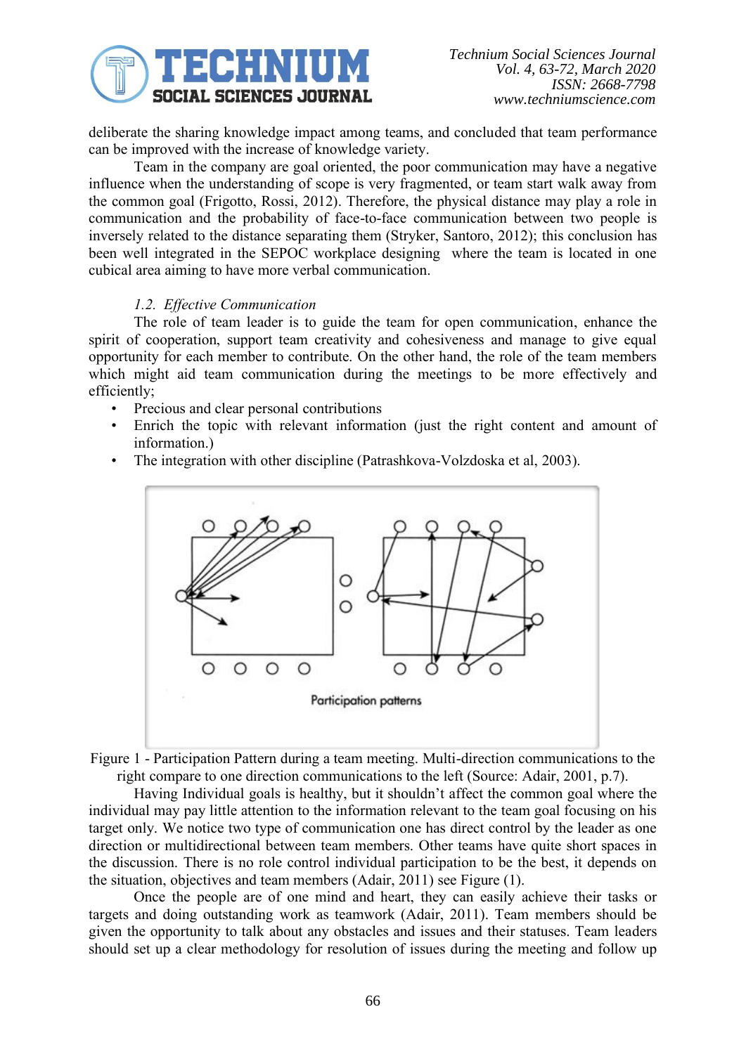deliberate the sharing knowledge impact among teams, and concluded that team performance can be improved with the increase of knowledge variety.

Team in the company are goal oriented, the poor communication may have a negative influence when the understanding of scope is very fragmented, or team start walk away from the common goal (Frigotto, Rossi, 2012). Therefore, the physical distance may play a role in communication and the probability of face-to-face communication between two people is inversely related to the distance separating them (Stryker, Santoro, 2012); this conclusion has been well integrated in the SEPOC workplace designing where the team is located in one cubical area aiming to have more verbal communication.

### *1.2. Effective Communication*

The role of team leader is to guide the team for open communication, enhance the spirit of cooperation, support team creativity and cohesiveness and manage to give equal opportunity for each member to contribute. On the other hand, the role of the team members which might aid team communication during the meetings to be more effectively and efficiently;

- Precious and clear personal contributions
- Enrich the topic with relevant information (just the right content and amount of information.)
- The integration with other discipline (Patrashkova-Volzdoska et al, 2003).

Participation patterns

Figure 1 - Participation Pattern during a team meeting. Multi-direction communications to the right compare to one direction communications to the left (Source: Adair, 2001, p.7).

Having Individual goals is healthy, but it shouldn't affect the common goal where the individual may pay little attention to the information relevant to the team goal focusing on his target only. We notice two type of communication one has direct control by the leader as one direction or multidirectional between team members. Other teams have quite short spaces in the discussion. There is no role control individual participation to be the best, it depends on the situation, objectives and team members (Adair, 2011) see Figure (1).

Once the people are of one mind and heart, they can easily achieve their tasks or targets and doing outstanding work as teamwork (Adair, 2011). Team members should be given the opportunity to talk about any obstacles and issues and their statuses. Team leaders should set up a clear methodology for resolution of issues during the meeting and follow up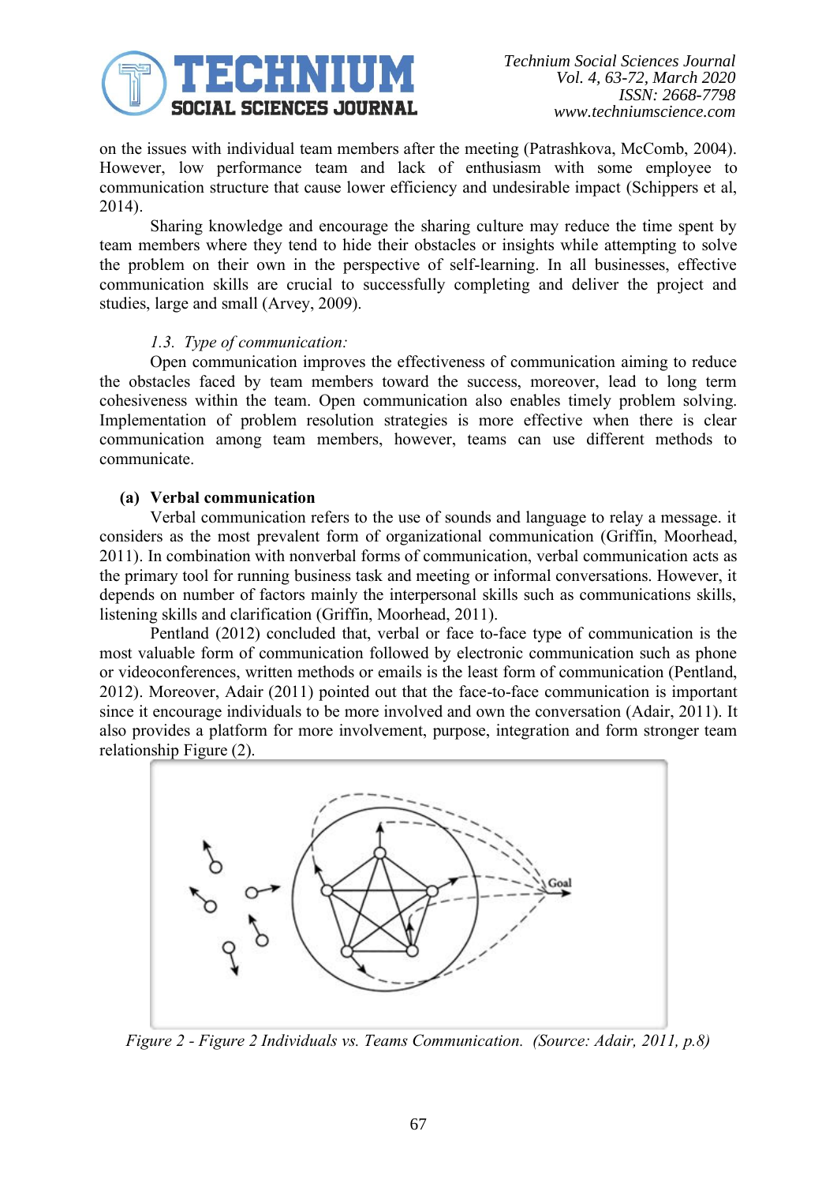on the issues with individual team members after the meeting (Patrashkova, McComb, 2004). However, low performance team and lack of enthusiasm with some employee to communication structure that cause lower efficiency and undesirable impact (Schippers et al, 2014).

Sharing knowledge and encourage the sharing culture may reduce the time spent by team members where they tend to hide their obstacles or insights while attempting to solve the problem on their own in the perspective of self-learning. In all businesses, effective communication skills are crucial to successfully completing and deliver the project and studies, large and small (Arvey, 2009).

### *1.3. Type of communication:*

Open communication improves the effectiveness of communication aiming to reduce the obstacles faced by team members toward the success, moreover, lead to long term cohesiveness within the team. Open communication also enables timely problem solving. Implementation of problem resolution strategies is more effective when there is clear communication among team members, however, teams can use different methods to communicate.

#### (a) Verbal communication

Verbal communication refers to the use of sounds and language to relay a message. it considers as the most prevalent form of organizational communication (Griffin, Moorhead, 2011). In combination with nonverbal forms of communication, verbal communication acts as the primary tool for running business task and meeting or informal conversations. However, it depends on number of factors mainly the interpersonal skills such as communications skills, listening skills and clarification (Griffin, Moorhead, 2011).

Pentland (2012) concluded that, verbal or face to-face type of communication is the most valuable form of communication followed by electronic communication such as phone or videoconferences, written methods or emails is the least form of communication (Pentland, 2012). Moreover, Adair (2011) pointed out that the face-to-face communication is important since it encourage individuals to be more involved and own the conversation (Adair, 2011). It also provides a platform for more involvement, purpose, integration and form stronger team relationship Figure (2).

*Figure 2 - Figure 2 Individuals vs. Teams Communication. (Source: Adair, 2011, p.8)*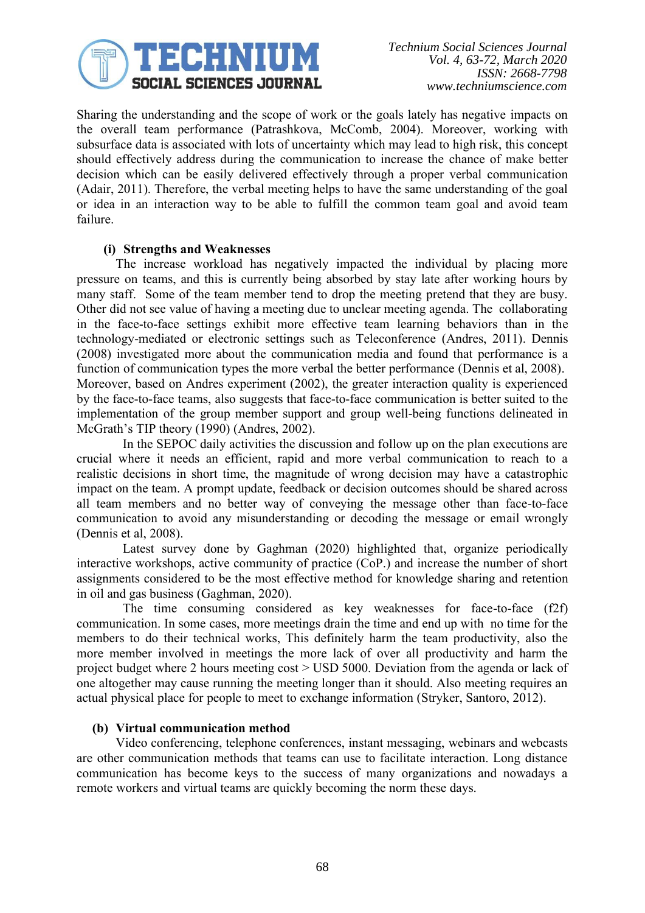Sharing the understanding and the scope of work or the goals lately has negative impacts on the overall team performance (Patrashkova, McComb, 2004). Moreover, working with subsurface data is associated with lots of uncertainty which may lead to high risk, this concept should effectively address during the communication to increase the chance of make better decision which can be easily delivered effectively through a proper verbal communication (Adair, 2011). Therefore, the verbal meeting helps to have the same understanding of the goal or idea in an interaction way to be able to fulfill the common team goal and avoid team failure.

#### (i) Strengths and Weaknesses

The increase workload has negatively impacted the individual by placing more pressure on teams, and this is currently being absorbed by stay late after working hours by many staff. Some of the team member tend to drop the meeting pretend that they are busy. Other did not see value of having a meeting due to unclear meeting agenda. The collaborating in the face-to-face settings exhibit more effective team learning behaviors than in the technology-mediated or electronic settings such as Teleconference (Andres, 2011). Dennis (2008) investigated more about the communication media and found that performance is a function of communication types the more verbal the better performance (Dennis et al, 2008). Moreover, based on Andres experiment (2002), the greater interaction quality is experienced by the face-to-face teams, also suggests that face-to-face communication is better suited to the implementation of the group member support and group well-being functions delineated in McGrath's TIP theory (1990) (Andres, 2002).

In the SEPOC daily activities the discussion and follow up on the plan executions are crucial where it needs an efficient, rapid and more verbal communication to reach to a realistic decisions in short time, the magnitude of wrong decision may have a catastrophic impact on the team. A prompt update, feedback or decision outcomes should be shared across all team members and no better way of conveying the message other than face-to-face communication to avoid any misunderstanding or decoding the message or email wrongly (Dennis et al, 2008).

Latest survey done by Gaghman (2020) highlighted that, organize periodically interactive workshops, active community of practice (CoP.) and increase the number of short assignments considered to be the most effective method for knowledge sharing and retention in oil and gas business (Gaghman, 2020).

The time consuming considered as key weaknesses for face-to-face (f2f) communication. In some cases, more meetings drain the time and end up with no time for the members to do their technical works, This definitely harm the team productivity, also the more member involved in meetings the more lack of over all productivity and harm the project budget where 2 hours meeting cost > USD 5000. Deviation from the agenda or lack of one altogether may cause running the meeting longer than it should. Also meeting requires an actual physical place for people to meet to exchange information (Stryker, Santoro, 2012).

### (b) Virtual communication method

Video conferencing, telephone conferences, instant messaging, webinars and webcasts are other communication methods that teams can use to facilitate interaction. Long distance communication has become keys to the success of many organizations and nowadays a remote workers and virtual teams are quickly becoming the norm these days.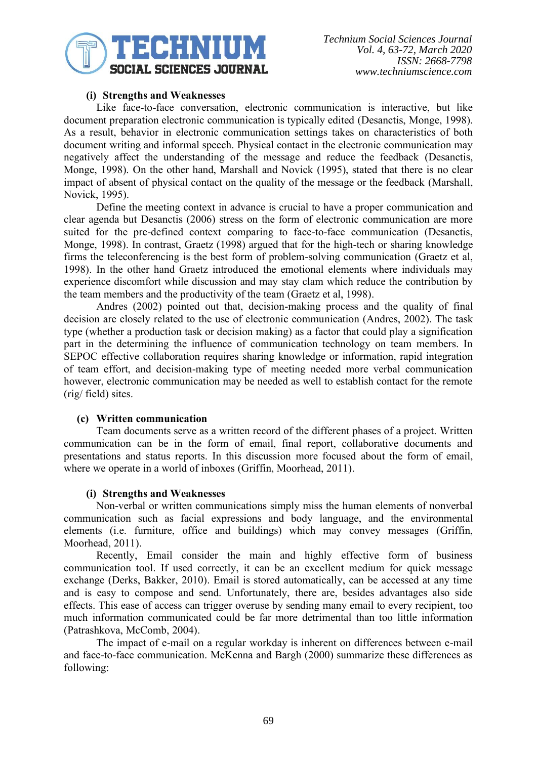#### (i) Strengths and Weaknesses

Like face-to-face conversation, electronic communication is interactive, but like document preparation electronic communication is typically edited (Desanctis, Monge, 1998). As a result, behavior in electronic communication settings takes on characteristics of both document writing and informal speech. Physical contact in the electronic communication may negatively affect the understanding of the message and reduce the feedback (Desanctis, Monge, 1998). On the other hand, Marshall and Novick (1995), stated that there is no clear impact of absent of physical contact on the quality of the message or the feedback (Marshall, Novick, 1995).

Define the meeting context in advance is crucial to have a proper communication and clear agenda but Desanctis (2006) stress on the form of electronic communication are more suited for the pre-defined context comparing to face-to-face communication (Desanctis, Monge, 1998). In contrast, Graetz (1998) argued that for the high-tech or sharing knowledge firms the teleconferencing is the best form of problem-solving communication (Graetz et al, 1998). In the other hand Graetz introduced the emotional elements where individuals may experience discomfort while discussion and may stay clam which reduce the contribution by the team members and the productivity of the team (Graetz et al, 1998).

Andres (2002) pointed out that, decision-making process and the quality of final decision are closely related to the use of electronic communication (Andres, 2002). The task type (whether a production task or decision making) as a factor that could play a signification part in the determining the influence of communication technology on team members. In SEPOC effective collaboration requires sharing knowledge or information, rapid integration of team effort, and decision-making type of meeting needed more verbal communication however, electronic communication may be needed as well to establish contact for the remote (rig/ field) sites.

### (c) Written communication

Team documents serve as a written record of the different phases of a project. Written communication can be in the form of email, final report, collaborative documents and presentations and status reports. In this discussion more focused about the form of email, where we operate in a world of inboxes (Griffin, Moorhead, 2011).

#### (i) Strengths and Weaknesses

Non-verbal or written communications simply miss the human elements of nonverbal communication such as facial expressions and body language, and the environmental elements (i.e. furniture, office and buildings) which may convey messages (Griffin, Moorhead, 2011).

Recently, Email consider the main and highly effective form of business communication tool. If used correctly, it can be an excellent medium for quick message exchange (Derks, Bakker, 2010). Email is stored automatically, can be accessed at any time and is easy to compose and send. Unfortunately, there are, besides advantages also side effects. This ease of access can trigger overuse by sending many email to every recipient, too much information communicated could be far more detrimental than too little information (Patrashkova, McComb, 2004).

The impact of e-mail on a regular workday is inherent on differences between e-mail and face-to-face communication. McKenna and Bargh (2000) summarize these differences as following: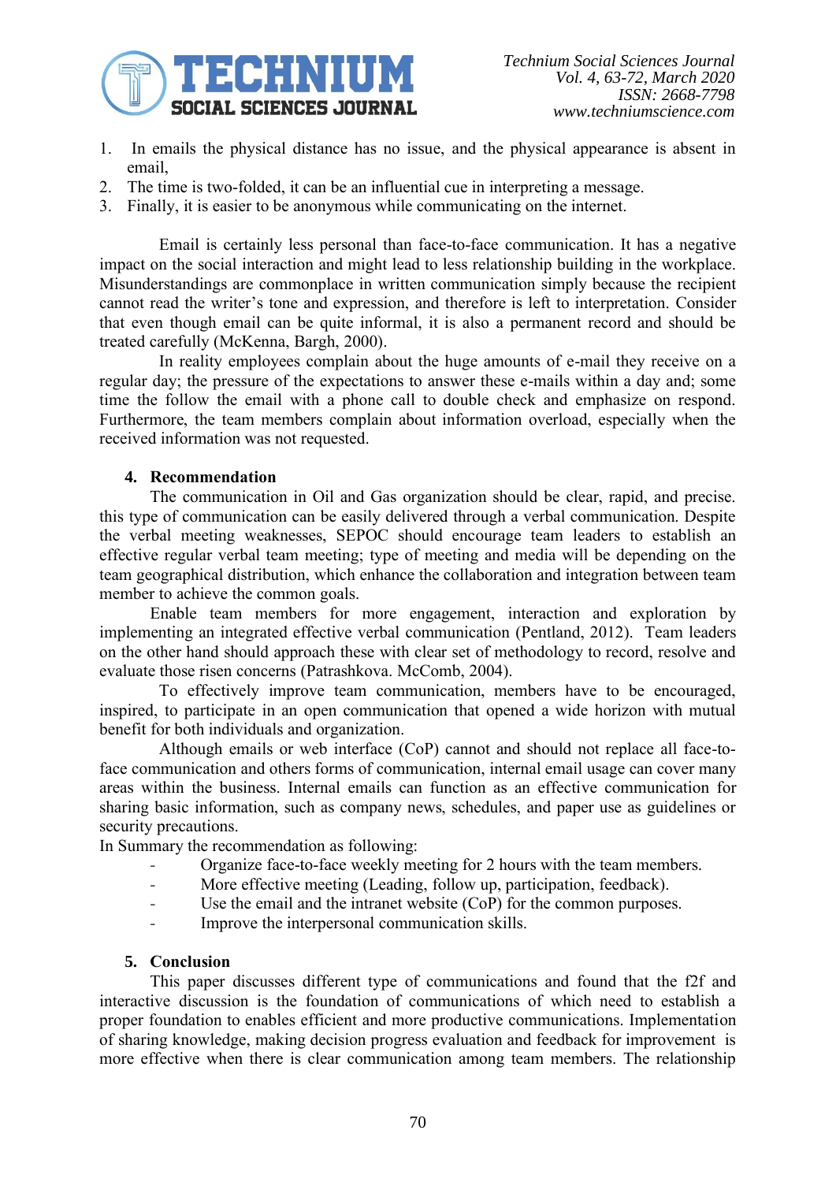1. In emails the physical distance has no issue, and the physical appearance is absent in email,
2. The time is two-folded, it can be an influential cue in interpreting a message.
3. Finally, it is easier to be anonymous while communicating on the internet.

Email is certainly less personal than face-to-face communication. It has a negative impact on the social interaction and might lead to less relationship building in the workplace. Misunderstandings are commonplace in written communication simply because the recipient cannot read the writer's tone and expression, and therefore is left to interpretation. Consider that even though email can be quite informal, it is also a permanent record and should be treated carefully (McKenna, Bargh, 2000).

In reality employees complain about the huge amounts of e-mail they receive on a regular day; the pressure of the expectations to answer these e-mails within a day and; some time the follow the email with a phone call to double check and emphasize on respond. Furthermore, the team members complain about information overload, especially when the received information was not requested.

## 4. Recommendation

The communication in Oil and Gas organization should be clear, rapid, and precise. this type of communication can be easily delivered through a verbal communication. Despite the verbal meeting weaknesses, SEPOC should encourage team leaders to establish an effective regular verbal team meeting; type of meeting and media will be depending on the team geographical distribution, which enhance the collaboration and integration between team member to achieve the common goals.

Enable team members for more engagement, interaction and exploration by implementing an integrated effective verbal communication (Pentland, 2012). Team leaders on the other hand should approach these with clear set of methodology to record, resolve and evaluate those risen concerns (Patrashkova. McComb, 2004).

To effectively improve team communication, members have to be encouraged, inspired, to participate in an open communication that opened a wide horizon with mutual benefit for both individuals and organization.

Although emails or web interface (CoP) cannot and should not replace all face-to-face communication and others forms of communication, internal email usage can cover many areas within the business. Internal emails can function as an effective communication for sharing basic information, such as company news, schedules, and paper use as guidelines or security precautions.

In Summary the recommendation as following:

- Organize face-to-face weekly meeting for 2 hours with the team members.
- More effective meeting (Leading, follow up, participation, feedback).
- Use the email and the intranet website (CoP) for the common purposes.
- Improve the interpersonal communication skills.

## 5. Conclusion

This paper discusses different type of communications and found that the f2f and interactive discussion is the foundation of communications of which need to establish a proper foundation to enables efficient and more productive communications. Implementation of sharing knowledge, making decision progress evaluation and feedback for improvement is more effective when there is clear communication among team members. The relationship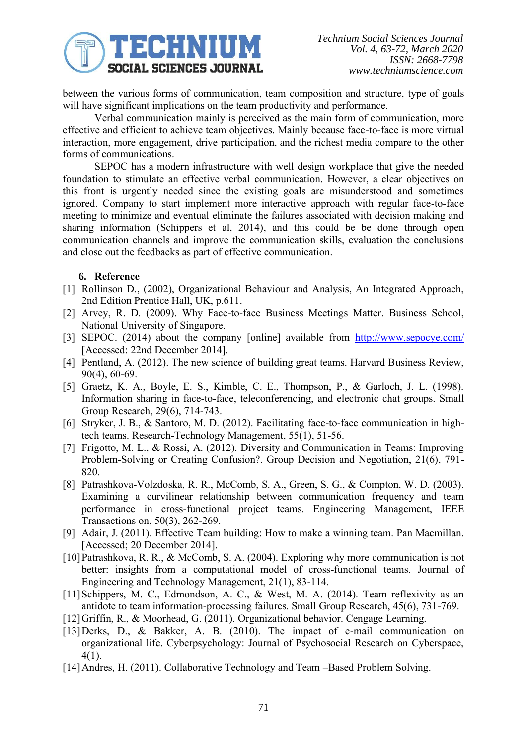between the various forms of communication, team composition and structure, type of goals will have significant implications on the team productivity and performance.

Verbal communication mainly is perceived as the main form of communication, more effective and efficient to achieve team objectives. Mainly because face-to-face is more virtual interaction, more engagement, drive participation, and the richest media compare to the other forms of communications.

SEPOC has a modern infrastructure with well design workplace that give the needed foundation to stimulate an effective verbal communication. However, a clear objectives on this front is urgently needed since the existing goals are misunderstood and sometimes ignored. Company to start implement more interactive approach with regular face-to-face meeting to minimize and eventual eliminate the failures associated with decision making and sharing information (Schippers et al, 2014), and this could be be done through open communication channels and improve the communication skills, evaluation the conclusions and close out the feedbacks as part of effective communication.

## 6. Reference

[1] Rollinson D., (2002), Organizational Behaviour and Analysis, An Integrated Approach, 2nd Edition Prentice Hall, UK, p.611.

[2] Arvey, R. D. (2009). Why Face-to-face Business Meetings Matter. Business School, National University of Singapore.

[3] SEPOC. (2014) about the company [online] available from http://www.sepocye.com/ [Accessed: 22nd December 2014].

[4] Pentland, A. (2012). The new science of building great teams. Harvard Business Review, 90(4), 60-69.

[5] Graetz, K. A., Boyle, E. S., Kimble, C. E., Thompson, P., & Garloch, J. L. (1998). Information sharing in face-to-face, teleconferencing, and electronic chat groups. Small Group Research, 29(6), 714-743.

[6] Stryker, J. B., & Santoro, M. D. (2012). Facilitating face-to-face communication in high-tech teams. Research-Technology Management, 55(1), 51-56.

[7] Frigotto, M. L., & Rossi, A. (2012). Diversity and Communication in Teams: Improving Problem-Solving or Creating Confusion?. Group Decision and Negotiation, 21(6), 791-820.

[8] Patrashkova-Volzdoska, R. R., McComb, S. A., Green, S. G., & Compton, W. D. (2003). Examining a curvilinear relationship between communication frequency and team performance in cross-functional project teams. Engineering Management, IEEE Transactions on, 50(3), 262-269.

[9] Adair, J. (2011). Effective Team building: How to make a winning team. Pan Macmillan. [Accessed; 20 December 2014].

[10] Patrashkova, R. R., & McComb, S. A. (2004). Exploring why more communication is not better: insights from a computational model of cross-functional teams. Journal of Engineering and Technology Management, 21(1), 83-114.

[11] Schippers, M. C., Edmondson, A. C., & West, M. A. (2014). Team reflexivity as an antidote to team information-processing failures. Small Group Research, 45(6), 731-769.

[12] Griffin, R., & Moorhead, G. (2011). Organizational behavior. Cengage Learning.

[13] Derks, D., & Bakker, A. B. (2010). The impact of e-mail communication on organizational life. Cyberpsychology: Journal of Psychosocial Research on Cyberspace, 4(1).

[14] Andres, H. (2011). Collaborative Technology and Team –Based Problem Solving.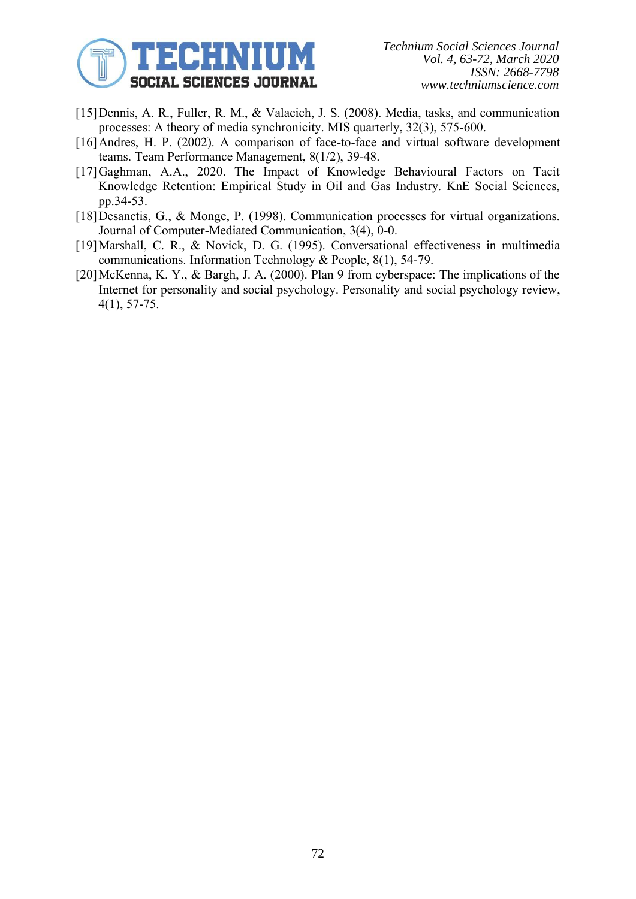[15] Dennis, A. R., Fuller, R. M., & Valacich, J. S. (2008). Media, tasks, and communication processes: A theory of media synchronicity. MIS quarterly, 32(3), 575-600.

[16] Andres, H. P. (2002). A comparison of face-to-face and virtual software development teams. Team Performance Management, 8(1/2), 39-48.

[17] Gaghman, A.A., 2020. The Impact of Knowledge Behavioural Factors on Tacit Knowledge Retention: Empirical Study in Oil and Gas Industry. KnE Social Sciences, pp.34-53.

[18] Desanctis, G., & Monge, P. (1998). Communication processes for virtual organizations. Journal of Computer-Mediated Communication, 3(4), 0-0.

[19] Marshall, C. R., & Novick, D. G. (1995). Conversational effectiveness in multimedia communications. Information Technology & People, 8(1), 54-79.

[20] McKenna, K. Y., & Bargh, J. A. (2000). Plan 9 from cyberspace: The implications of the Internet for personality and social psychology. Personality and social psychology review, 4(1), 57-75.